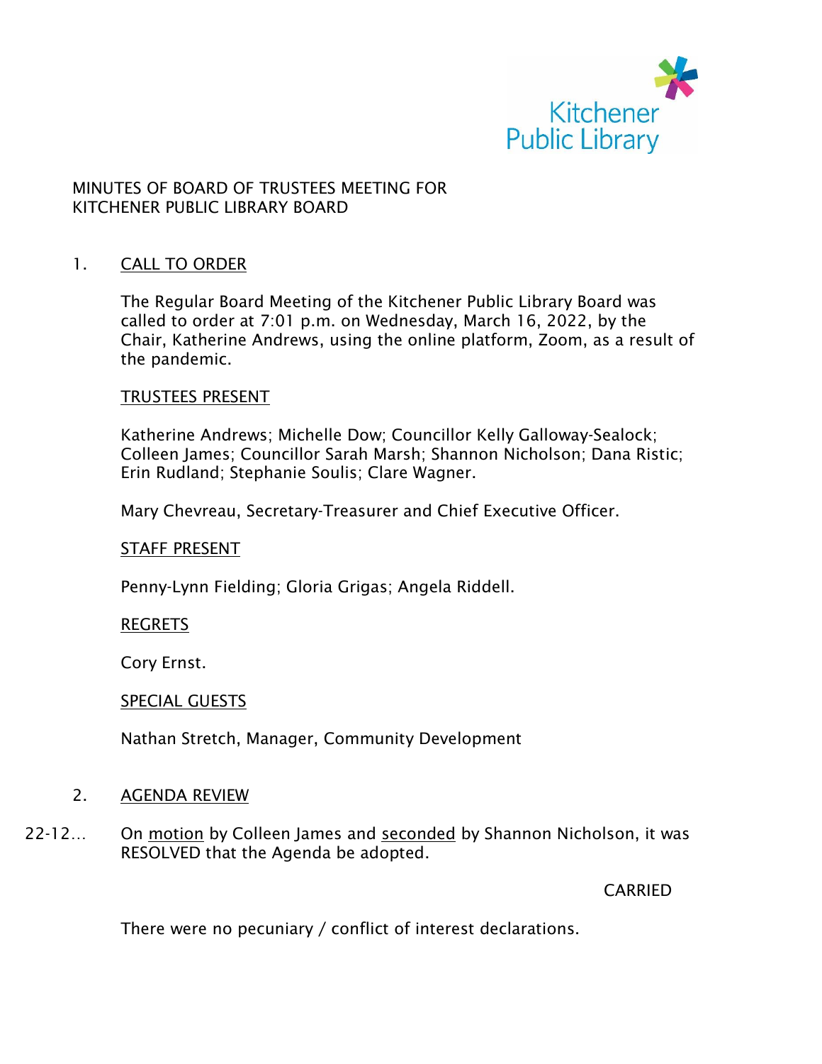Kitchener Public Library

MINUTES OF BOARD OF TRUSTEES MEETING FOR
KITCHENER PUBLIC LIBRARY BOARD

1. CALL TO ORDER

The Regular Board Meeting of the Kitchener Public Library Board was called to order at 7:01 p.m. on Wednesday, March 16, 2022, by the Chair, Katherine Andrews, using the online platform, Zoom, as a result of the pandemic.

TRUSTEES PRESENT

Katherine Andrews; Michelle Dow; Councillor Kelly Galloway-Sealock; Colleen James; Councillor Sarah Marsh; Shannon Nicholson; Dana Ristic; Erin Rudland; Stephanie Soulis; Clare Wagner.

Mary Chevreau, Secretary-Treasurer and Chief Executive Officer.

STAFF PRESENT

Penny-Lynn Fielding; Gloria Grigas; Angela Riddell.

REGRETS

Cory Ernst.

SPECIAL GUESTS

Nathan Stretch, Manager, Community Development

2. AGENDA REVIEW

22-12… On motion by Colleen James and seconded by Shannon Nicholson, it was RESOLVED that the Agenda be adopted.

CARRIED

There were no pecuniary / conflict of interest declarations.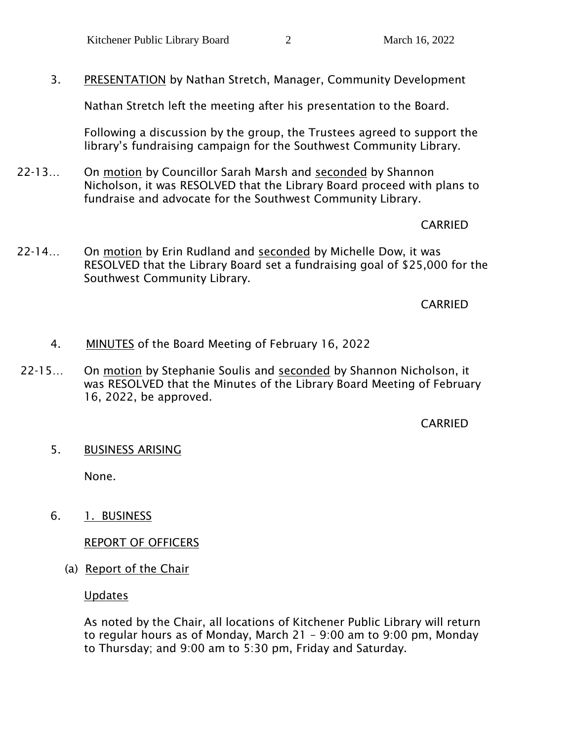3. PRESENTATION by Nathan Stretch, Manager, Community Development

Nathan Stretch left the meeting after his presentation to the Board.

Following a discussion by the group, the Trustees agreed to support the library's fundraising campaign for the Southwest Community Library.

22-13… On motion by Councillor Sarah Marsh and seconded by Shannon Nicholson, it was RESOLVED that the Library Board proceed with plans to fundraise and advocate for the Southwest Community Library.

CARRIED

22-14… On motion by Erin Rudland and seconded by Michelle Dow, it was RESOLVED that the Library Board set a fundraising goal of $25,000 for the Southwest Community Library.

CARRIED

4. MINUTES of the Board Meeting of February 16, 2022

22-15… On motion by Stephanie Soulis and seconded by Shannon Nicholson, it was RESOLVED that the Minutes of the Library Board Meeting of February 16, 2022, be approved.

CARRIED

5. BUSINESS ARISING

None.

6. 1. BUSINESS

REPORT OF OFFICERS

(a) Report of the Chair

Updates

As noted by the Chair, all locations of Kitchener Public Library will return to regular hours as of Monday, March 21 – 9:00 am to 9:00 pm, Monday to Thursday; and 9:00 am to 5:30 pm, Friday and Saturday.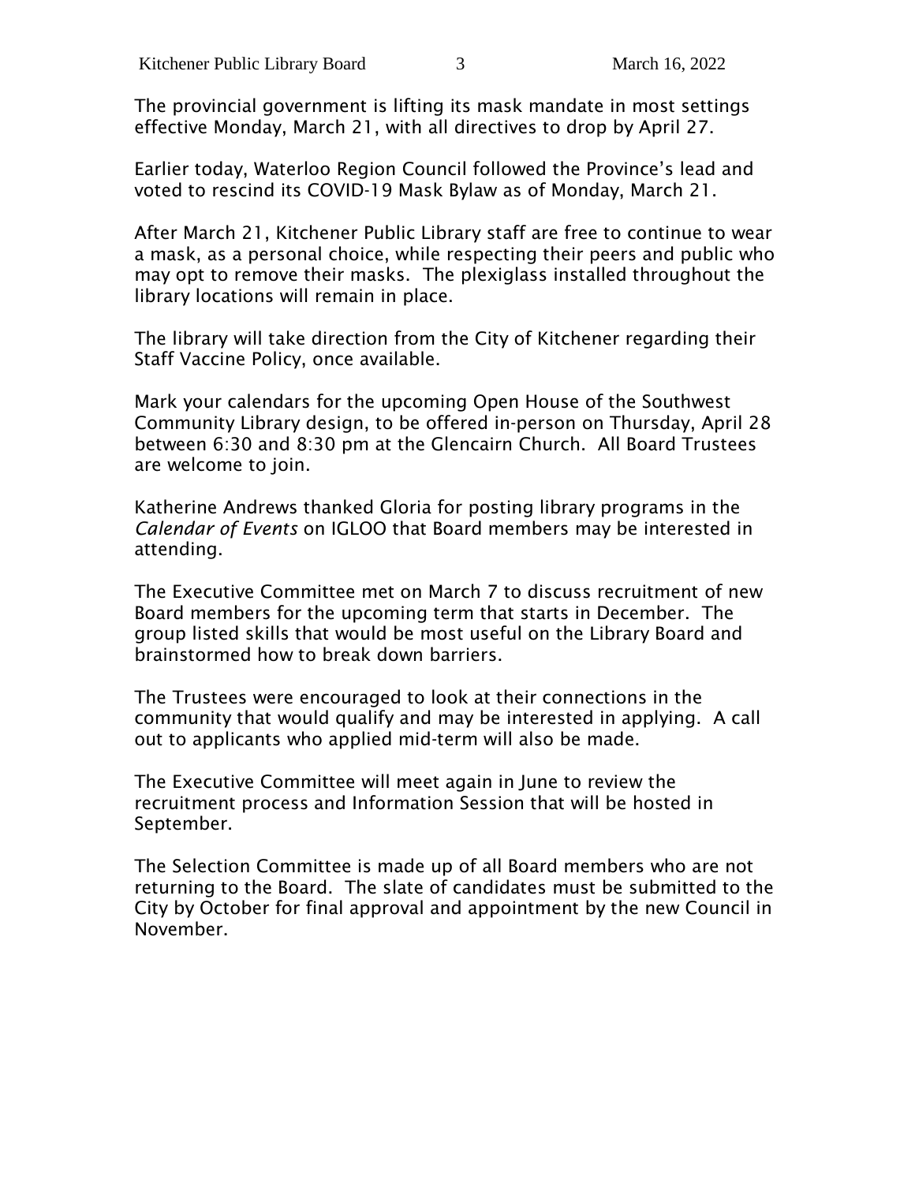The provincial government is lifting its mask mandate in most settings effective Monday, March 21, with all directives to drop by April 27.

Earlier today, Waterloo Region Council followed the Province's lead and voted to rescind its COVID-19 Mask Bylaw as of Monday, March 21.

After March 21, Kitchener Public Library staff are free to continue to wear a mask, as a personal choice, while respecting their peers and public who may opt to remove their masks. The plexiglass installed throughout the library locations will remain in place.

The library will take direction from the City of Kitchener regarding their Staff Vaccine Policy, once available.

Mark your calendars for the upcoming Open House of the Southwest Community Library design, to be offered in-person on Thursday, April 28 between 6:30 and 8:30 pm at the Glencairn Church. All Board Trustees are welcome to join.

Katherine Andrews thanked Gloria for posting library programs in the *Calendar of Events* on IGLOO that Board members may be interested in attending.

The Executive Committee met on March 7 to discuss recruitment of new Board members for the upcoming term that starts in December. The group listed skills that would be most useful on the Library Board and brainstormed how to break down barriers.

The Trustees were encouraged to look at their connections in the community that would qualify and may be interested in applying. A call out to applicants who applied mid-term will also be made.

The Executive Committee will meet again in June to review the recruitment process and Information Session that will be hosted in September.

The Selection Committee is made up of all Board members who are not returning to the Board. The slate of candidates must be submitted to the City by October for final approval and appointment by the new Council in November.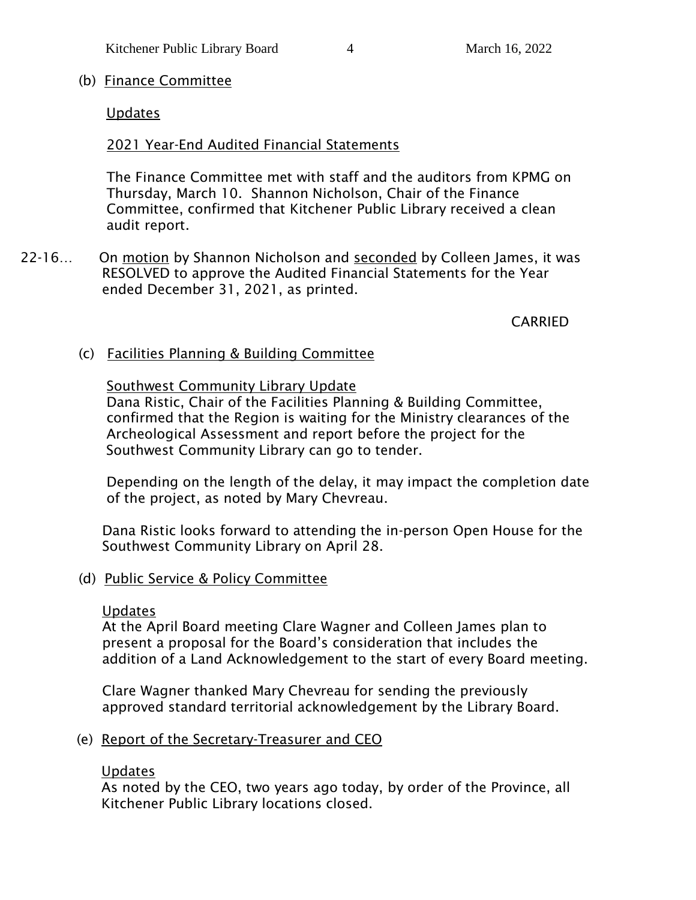(b) Finance Committee

Updates

2021 Year-End Audited Financial Statements

The Finance Committee met with staff and the auditors from KPMG on Thursday, March 10. Shannon Nicholson, Chair of the Finance Committee, confirmed that Kitchener Public Library received a clean audit report.

22-16… On motion by Shannon Nicholson and seconded by Colleen James, it was RESOLVED to approve the Audited Financial Statements for the Year ended December 31, 2021, as printed.

CARRIED

(c) Facilities Planning & Building Committee

Southwest Community Library Update

Dana Ristic, Chair of the Facilities Planning & Building Committee, confirmed that the Region is waiting for the Ministry clearances of the Archeological Assessment and report before the project for the Southwest Community Library can go to tender.

Depending on the length of the delay, it may impact the completion date of the project, as noted by Mary Chevreau.

Dana Ristic looks forward to attending the in-person Open House for the Southwest Community Library on April 28.

(d) Public Service & Policy Committee

Updates

At the April Board meeting Clare Wagner and Colleen James plan to present a proposal for the Board's consideration that includes the addition of a Land Acknowledgement to the start of every Board meeting.

Clare Wagner thanked Mary Chevreau for sending the previously approved standard territorial acknowledgement by the Library Board.

(e) Report of the Secretary-Treasurer and CEO

Updates

As noted by the CEO, two years ago today, by order of the Province, all Kitchener Public Library locations closed.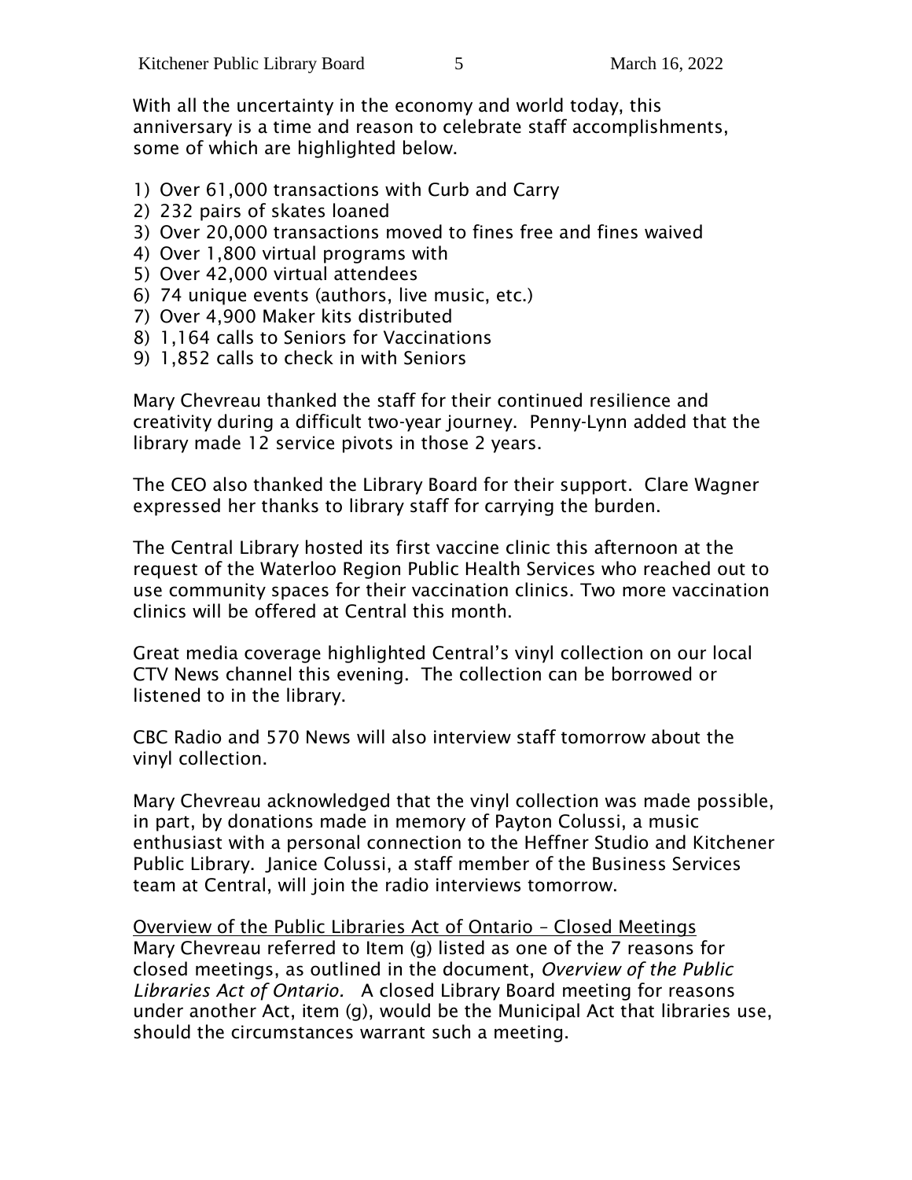With all the uncertainty in the economy and world today, this anniversary is a time and reason to celebrate staff accomplishments, some of which are highlighted below.

1) Over 61,000 transactions with Curb and Carry
2) 232 pairs of skates loaned
3) Over 20,000 transactions moved to fines free and fines waived
4) Over 1,800 virtual programs with
5) Over 42,000 virtual attendees
6) 74 unique events (authors, live music, etc.)
7) Over 4,900 Maker kits distributed
8) 1,164 calls to Seniors for Vaccinations
9) 1,852 calls to check in with Seniors

Mary Chevreau thanked the staff for their continued resilience and creativity during a difficult two-year journey. Penny-Lynn added that the library made 12 service pivots in those 2 years.

The CEO also thanked the Library Board for their support. Clare Wagner expressed her thanks to library staff for carrying the burden.

The Central Library hosted its first vaccine clinic this afternoon at the request of the Waterloo Region Public Health Services who reached out to use community spaces for their vaccination clinics. Two more vaccination clinics will be offered at Central this month.

Great media coverage highlighted Central's vinyl collection on our local CTV News channel this evening. The collection can be borrowed or listened to in the library.

CBC Radio and 570 News will also interview staff tomorrow about the vinyl collection.

Mary Chevreau acknowledged that the vinyl collection was made possible, in part, by donations made in memory of Payton Colussi, a music enthusiast with a personal connection to the Heffner Studio and Kitchener Public Library. Janice Colussi, a staff member of the Business Services team at Central, will join the radio interviews tomorrow.

<u>Overview of the Public Libraries Act of Ontario – Closed Meetings</u>
Mary Chevreau referred to Item (g) listed as one of the 7 reasons for closed meetings, as outlined in the document, *Overview of the Public Libraries Act of Ontario.* A closed Library Board meeting for reasons under another Act, item (g), would be the Municipal Act that libraries use, should the circumstances warrant such a meeting.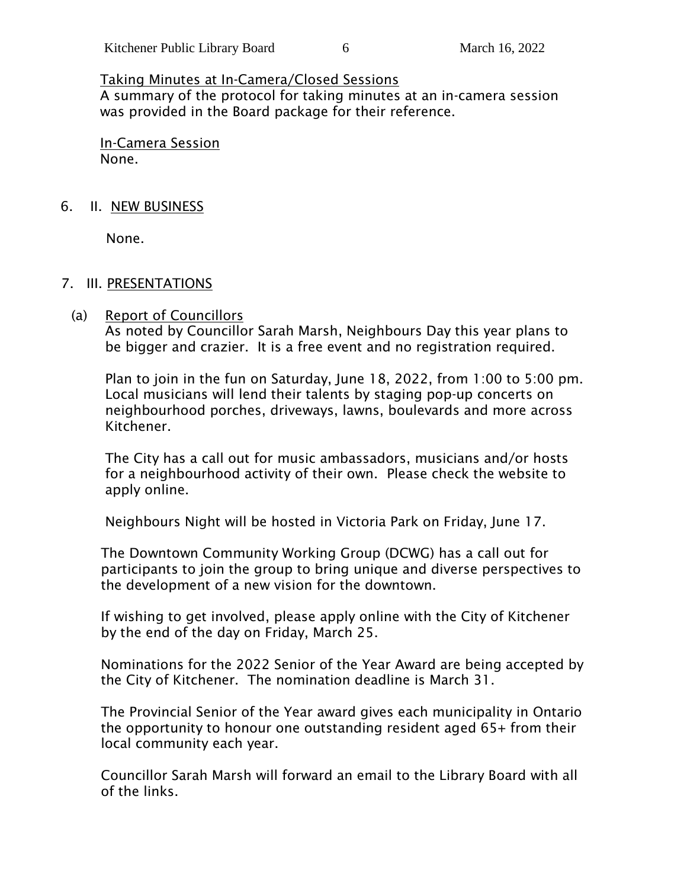Taking Minutes at In-Camera/Closed Sessions

A summary of the protocol for taking minutes at an in-camera session was provided in the Board package for their reference.

In-Camera Session

None.

6. II. NEW BUSINESS

None.

7. III. PRESENTATIONS

(a) Report of Councillors

As noted by Councillor Sarah Marsh, Neighbours Day this year plans to be bigger and crazier. It is a free event and no registration required.

Plan to join in the fun on Saturday, June 18, 2022, from 1:00 to 5:00 pm. Local musicians will lend their talents by staging pop-up concerts on neighbourhood porches, driveways, lawns, boulevards and more across Kitchener.

The City has a call out for music ambassadors, musicians and/or hosts for a neighbourhood activity of their own. Please check the website to apply online.

Neighbours Night will be hosted in Victoria Park on Friday, June 17.

The Downtown Community Working Group (DCWG) has a call out for participants to join the group to bring unique and diverse perspectives to the development of a new vision for the downtown.

If wishing to get involved, please apply online with the City of Kitchener by the end of the day on Friday, March 25.

Nominations for the 2022 Senior of the Year Award are being accepted by the City of Kitchener. The nomination deadline is March 31.

The Provincial Senior of the Year award gives each municipality in Ontario the opportunity to honour one outstanding resident aged 65+ from their local community each year.

Councillor Sarah Marsh will forward an email to the Library Board with all of the links.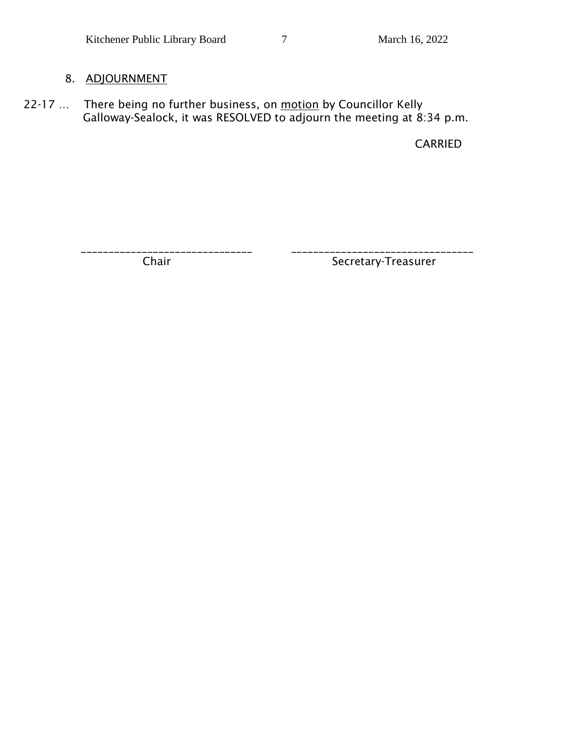## 8. ADJOURNMENT

22-17 … There being no further business, on motion by Councillor Kelly Galloway-Sealock, it was RESOLVED to adjourn the meeting at 8:34 p.m.

CARRIED

| ______________________________ | ________________________________ |
|---|---|
| Chair | Secretary-Treasurer |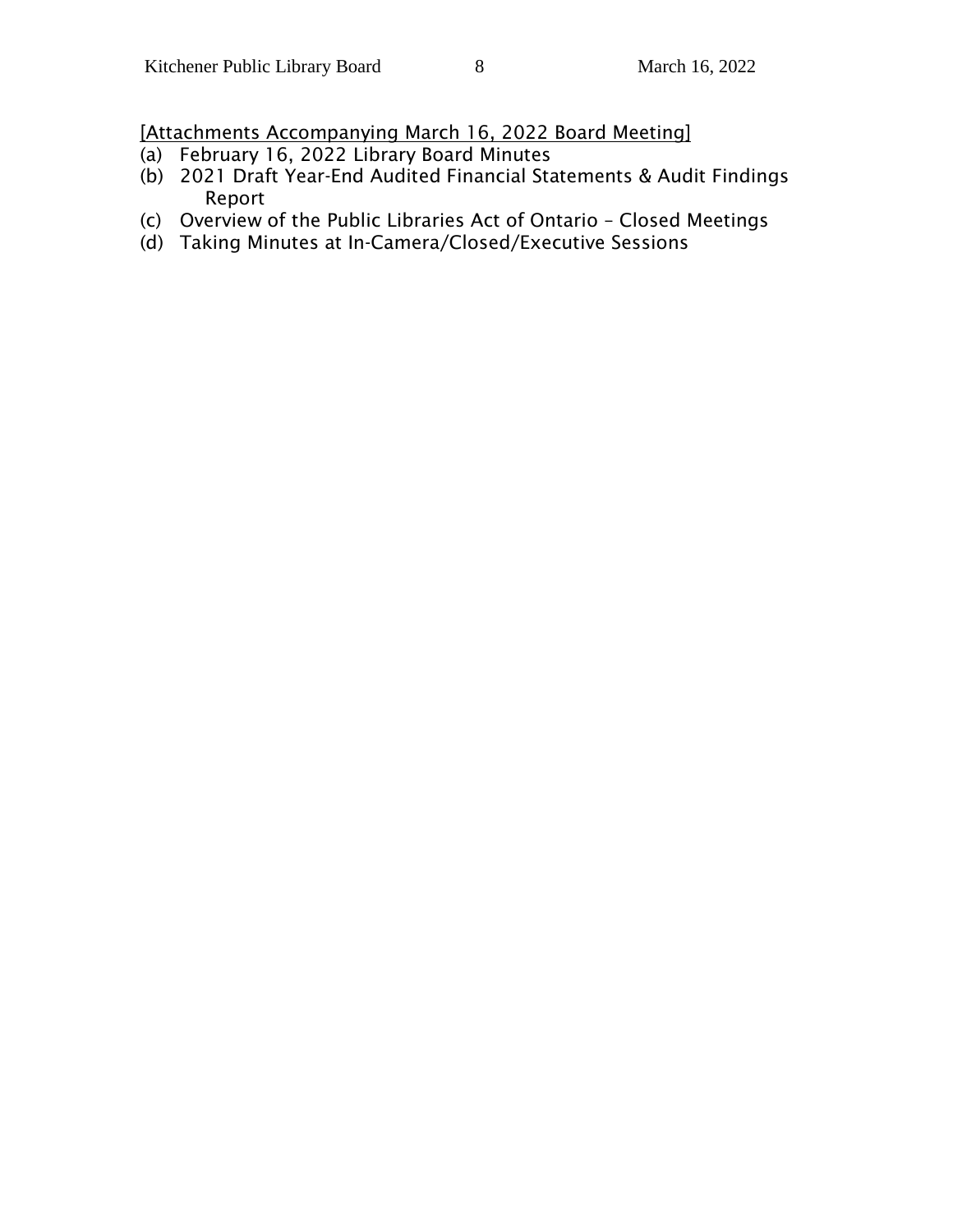[Attachments Accompanying March 16, 2022 Board Meeting]

(a) February 16, 2022 Library Board Minutes
(b) 2021 Draft Year-End Audited Financial Statements & Audit Findings Report
(c) Overview of the Public Libraries Act of Ontario – Closed Meetings
(d) Taking Minutes at In-Camera/Closed/Executive Sessions